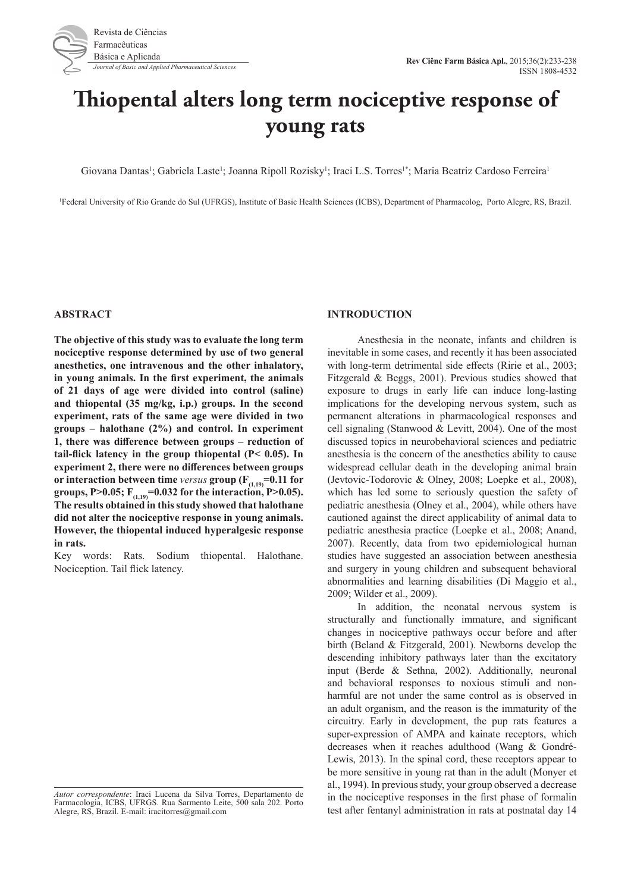# Thiopental alters long term nociceptive response of young rats

Giovana Dantas[1]; Gabriela Laste[1]; Joanna Ripoll Rozisky[1]; Iraci L.S. Torres[1*]; Maria Beatriz Cardoso Ferreira[1]

[1]Federal University of Rio Grande do Sul (UFRGS), Institute of Basic Health Sciences (ICBS), Department of Pharmacolog, Porto Alegre, RS, Brazil.

## ABSTRACT

**The objective of this study was to evaluate the long term nociceptive response determined by use of two general anesthetics, one intravenous and the other inhalatory, in young animals. In the first experiment, the animals of 21 days of age were divided into control (saline) and thiopental (35 mg/kg, i.p.) groups. In the second experiment, rats of the same age were divided in two groups – halothane (2%) and control. In experiment 1, there was difference between groups – reduction of tail-flick latency in the group thiopental (P< 0.05). In experiment 2, there were no differences between groups or interaction between time *versus* group ($F_{(1,19)}$=0.11 for groups, P>0.05; $F_{(1,19)}$=0.032 for the interaction, P>0.05). The results obtained in this study showed that halothane did not alter the nociceptive response in young animals. However, the thiopental induced hyperalgesic response in rats.**

Key words: Rats. Sodium thiopental. Halothane. Nociception. Tail flick latency.

## INTRODUCTION

Anesthesia in the neonate, infants and children is inevitable in some cases, and recently it has been associated with long-term detrimental side effects (Ririe et al., 2003; Fitzgerald & Beggs, 2001). Previous studies showed that exposure to drugs in early life can induce long-lasting implications for the developing nervous system, such as permanent alterations in pharmacological responses and cell signaling (Stanwood & Levitt, 2004). One of the most discussed topics in neurobehavioral sciences and pediatric anesthesia is the concern of the anesthetics ability to cause widespread cellular death in the developing animal brain (Jevtovic-Todorovic & Olney, 2008; Loepke et al., 2008), which has led some to seriously question the safety of pediatric anesthesia (Olney et al., 2004), while others have cautioned against the direct applicability of animal data to pediatric anesthesia practice (Loepke et al., 2008; Anand, 2007). Recently, data from two epidemiological human studies have suggested an association between anesthesia and surgery in young children and subsequent behavioral abnormalities and learning disabilities (Di Maggio et al., 2009; Wilder et al., 2009).

In addition, the neonatal nervous system is structurally and functionally immature, and significant changes in nociceptive pathways occur before and after birth (Beland & Fitzgerald, 2001). Newborns develop the descending inhibitory pathways later than the excitatory input (Berde & Sethna, 2002). Additionally, neuronal and behavioral responses to noxious stimuli and non-harmful are not under the same control as is observed in an adult organism, and the reason is the immaturity of the circuitry. Early in development, the pup rats features a super-expression of AMPA and kainate receptors, which decreases when it reaches adulthood (Wang & Gondré-Lewis, 2013). In the spinal cord, these receptors appear to be more sensitive in young rat than in the adult (Monyer et al., 1994). In previous study, your group observed a decrease in the nociceptive responses in the first phase of formalin test after fentanyl administration in rats at postnatal day 14

*Autor correspondente*: Iraci Lucena da Silva Torres, Departamento de Farmacologia, ICBS, UFRGS. Rua Sarmento Leite, 500 sala 202. Porto Alegre, RS, Brazil. E-mail: iracitorres@gmail.com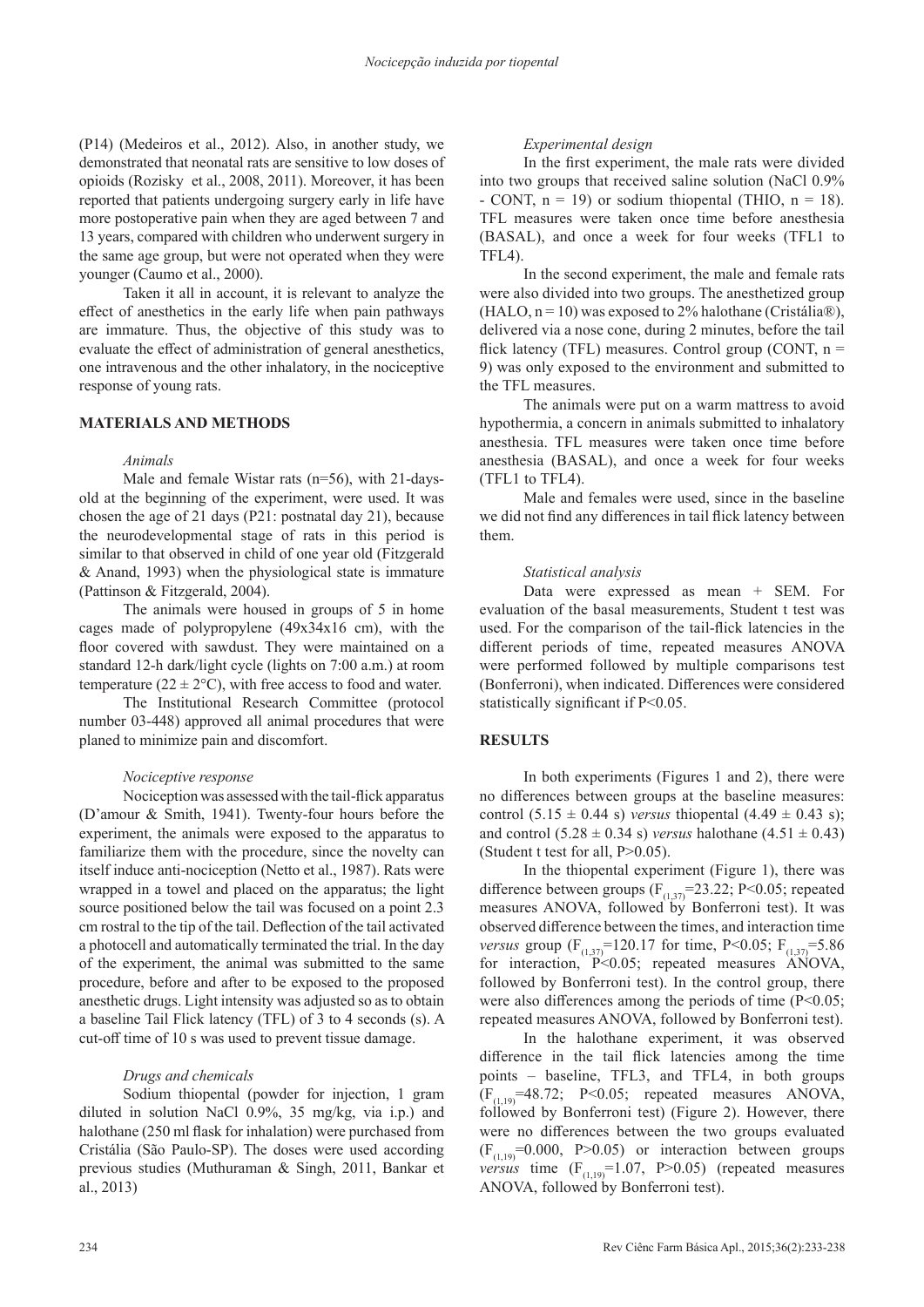(P14) (Medeiros et al., 2012). Also, in another study, we demonstrated that neonatal rats are sensitive to low doses of opioids (Rozisky et al., 2008, 2011). Moreover, it has been reported that patients undergoing surgery early in life have more postoperative pain when they are aged between 7 and 13 years, compared with children who underwent surgery in the same age group, but were not operated when they were younger (Caumo et al., 2000).

Taken it all in account, it is relevant to analyze the effect of anesthetics in the early life when pain pathways are immature. Thus, the objective of this study was to evaluate the effect of administration of general anesthetics, one intravenous and the other inhalatory, in the nociceptive response of young rats.

## MATERIALS AND METHODS

### *Animals*

Male and female Wistar rats (n=56), with 21-days-old at the beginning of the experiment, were used. It was chosen the age of 21 days (P21: postnatal day 21), because the neurodevelopmental stage of rats in this period is similar to that observed in child of one year old (Fitzgerald & Anand, 1993) when the physiological state is immature (Pattinson & Fitzgerald, 2004).

The animals were housed in groups of 5 in home cages made of polypropylene (49x34x16 cm), with the floor covered with sawdust. They were maintained on a standard 12-h dark/light cycle (lights on 7:00 a.m.) at room temperature (22 ± 2°C), with free access to food and water.

The Institutional Research Committee (protocol number 03-448) approved all animal procedures that were planed to minimize pain and discomfort.

### *Nociceptive response*

Nociception was assessed with the tail-flick apparatus (D'amour & Smith, 1941). Twenty-four hours before the experiment, the animals were exposed to the apparatus to familiarize them with the procedure, since the novelty can itself induce anti-nociception (Netto et al., 1987). Rats were wrapped in a towel and placed on the apparatus; the light source positioned below the tail was focused on a point 2.3 cm rostral to the tip of the tail. Deflection of the tail activated a photocell and automatically terminated the trial. In the day of the experiment, the animal was submitted to the same procedure, before and after to be exposed to the proposed anesthetic drugs. Light intensity was adjusted so as to obtain a baseline Tail Flick latency (TFL) of 3 to 4 seconds (s). A cut-off time of 10 s was used to prevent tissue damage.

### *Drugs and chemicals*

Sodium thiopental (powder for injection, 1 gram diluted in solution NaCl 0.9%, 35 mg/kg, via i.p.) and halothane (250 ml flask for inhalation) were purchased from Cristália (São Paulo-SP). The doses were used according previous studies (Muthuraman & Singh, 2011, Bankar et al., 2013)

### *Experimental design*

In the first experiment, the male rats were divided into two groups that received saline solution (NaCl 0.9% - CONT, n = 19) or sodium thiopental (THIO, n = 18). TFL measures were taken once time before anesthesia (BASAL), and once a week for four weeks (TFL1 to TFL4).

In the second experiment, the male and female rats were also divided into two groups. The anesthetized group (HALO, n = 10) was exposed to 2% halothane (Cristália®), delivered via a nose cone, during 2 minutes, before the tail flick latency (TFL) measures. Control group (CONT, n = 9) was only exposed to the environment and submitted to the TFL measures.

The animals were put on a warm mattress to avoid hypothermia, a concern in animals submitted to inhalatory anesthesia. TFL measures were taken once time before anesthesia (BASAL), and once a week for four weeks (TFL1 to TFL4).

Male and females were used, since in the baseline we did not find any differences in tail flick latency between them.

### *Statistical analysis*

Data were expressed as mean + SEM. For evaluation of the basal measurements, Student t test was used. For the comparison of the tail-flick latencies in the different periods of time, repeated measures ANOVA were performed followed by multiple comparisons test (Bonferroni), when indicated. Differences were considered statistically significant if $P<0.05$.

## RESULTS

In both experiments (Figures 1 and 2), there were no differences between groups at the baseline measures: control (5.15 ± 0.44 s) *versus* thiopental (4.49 ± 0.43 s); and control (5.28 ± 0.34 s) *versus* halothane (4.51 ± 0.43) (Student t test for all, $P>0.05$).

In the thiopental experiment (Figure 1), there was difference between groups ($F_{(1,37)}=23.22$; $P<0.05$; repeated measures ANOVA, followed by Bonferroni test). It was observed difference between the times, and interaction time *versus* group ($F_{(1,37)}=120.17$ for time, $P<0.05$; $F_{(1,37)}=5.86$ for interaction, $P<0.05$; repeated measures ANOVA, followed by Bonferroni test). In the control group, there were also differences among the periods of time ($P<0.05$; repeated measures ANOVA, followed by Bonferroni test).

In the halothane experiment, it was observed difference in the tail flick latencies among the time points – baseline, TFL3, and TFL4, in both groups ($F_{(1,19)}=48.72$; $P<0.05$; repeated measures ANOVA, followed by Bonferroni test) (Figure 2). However, there were no differences between the two groups evaluated ($F_{(1,19)}=0.000$, $P>0.05$) or interaction between groups *versus* time ($F_{(1,19)}=1.07$, $P>0.05$) (repeated measures ANOVA, followed by Bonferroni test).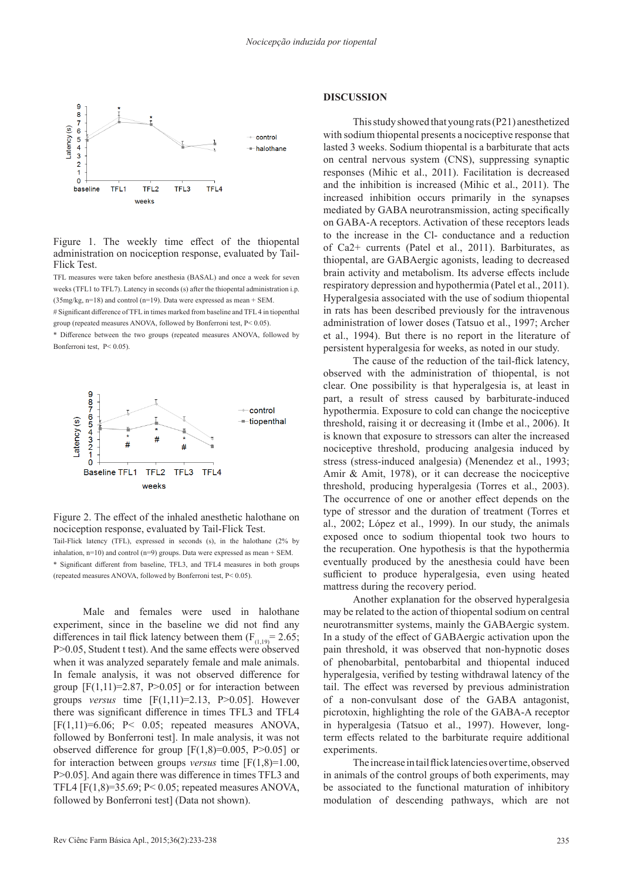Figure 1. The weekly time effect of the thiopental administration on nociception response, evaluated by Tail-Flick Test.

TFL measures were taken before anesthesia (BASAL) and once a week for seven weeks (TFL1 to TFL7). Latency in seconds (s) after the thiopental administration i.p. (35mg/kg, n=18) and control (n=19). Data were expressed as mean + SEM.

# Significant difference of TFL in times marked from baseline and TFL 4 in tiopenthal group (repeated measures ANOVA, followed by Bonferroni test, P< 0.05).

* Difference between the two groups (repeated measures ANOVA, followed by Bonferroni test, P< 0.05).

Figure 2. The effect of the inhaled anesthetic halothane on nociception response, evaluated by Tail-Flick Test.

Tail-Flick latency (TFL), expressed in seconds (s), in the halothane (2% by inhalation, n=10) and control (n=9) groups. Data were expressed as mean + SEM.

* Significant different from baseline, TFL3, and TFL4 measures in both groups (repeated measures ANOVA, followed by Bonferroni test, P< 0.05).

Male and females were used in halothane experiment, since in the baseline we did not find any differences in tail flick latency between them ($F_{(1,19)}$= 2.65; P>0.05, Student t test). And the same effects were observed when it was analyzed separately female and male animals. In female analysis, it was not observed difference for group [F(1,11)=2.87, P>0.05] or for interaction between groups *versus* time [F(1,11)=2.13, P>0.05]. However there was significant difference in times TFL3 and TFL4 [F(1,11)=6.06; P< 0.05; repeated measures ANOVA, followed by Bonferroni test]. In male analysis, it was not observed difference for group [F(1,8)=0.005, P>0.05] or for interaction between groups *versus* time [F(1,8)=1.00, P>0.05]. And again there was difference in times TFL3 and TFL4 [F(1,8)=35.69; P< 0.05; repeated measures ANOVA, followed by Bonferroni test] (Data not shown).

## DISCUSSION

This study showed that young rats (P21) anesthetized with sodium thiopental presents a nociceptive response that lasted 3 weeks. Sodium thiopental is a barbiturate that acts on central nervous system (CNS), suppressing synaptic responses (Mihic et al., 2011). Facilitation is decreased and the inhibition is increased (Mihic et al., 2011). The increased inhibition occurs primarily in the synapses mediated by GABA neurotransmission, acting specifically on GABA-A receptors. Activation of these receptors leads to the increase in the Cl- conductance and a reduction of $Ca^{2+}$ currents (Patel et al., 2011). Barbiturates, as thiopental, are GABAergic agonists, leading to decreased brain activity and metabolism. Its adverse effects include respiratory depression and hypothermia (Patel et al., 2011). Hyperalgesia associated with the use of sodium thiopental in rats has been described previously for the intravenous administration of lower doses (Tatsuo et al., 1997; Archer et al., 1994). But there is no report in the literature of persistent hyperalgesia for weeks, as noted in our study.

The cause of the reduction of the tail-flick latency, observed with the administration of thiopental, is not clear. One possibility is that hyperalgesia is, at least in part, a result of stress caused by barbiturate-induced hypothermia. Exposure to cold can change the nociceptive threshold, raising it or decreasing it (Imbe et al., 2006). It is known that exposure to stressors can alter the increased nociceptive threshold, producing analgesia induced by stress (stress-induced analgesia) (Menendez et al., 1993; Amir & Amit, 1978), or it can decrease the nociceptive threshold, producing hyperalgesia (Torres et al., 2003). The occurrence of one or another effect depends on the type of stressor and the duration of treatment (Torres et al., 2002; López et al., 1999). In our study, the animals exposed once to sodium thiopental took two hours to the recuperation. One hypothesis is that the hypothermia eventually produced by the anesthesia could have been sufficient to produce hyperalgesia, even using heated mattress during the recovery period.

Another explanation for the observed hyperalgesia may be related to the action of thiopental sodium on central neurotransmitter systems, mainly the GABAergic system. In a study of the effect of GABAergic activation upon the pain threshold, it was observed that non-hypnotic doses of phenobarbital, pentobarbital and thiopental induced hyperalgesia, verified by testing withdrawal latency of the tail. The effect was reversed by previous administration of a non-convulsant dose of the GABA antagonist, picrotoxin, highlighting the role of the GABA-A receptor in hyperalgesia (Tatsuo et al., 1997). However, long-term effects related to the barbiturate require additional experiments.

The increase in tail flick latencies over time, observed in animals of the control groups of both experiments, may be associated to the functional maturation of inhibitory modulation of descending pathways, which are not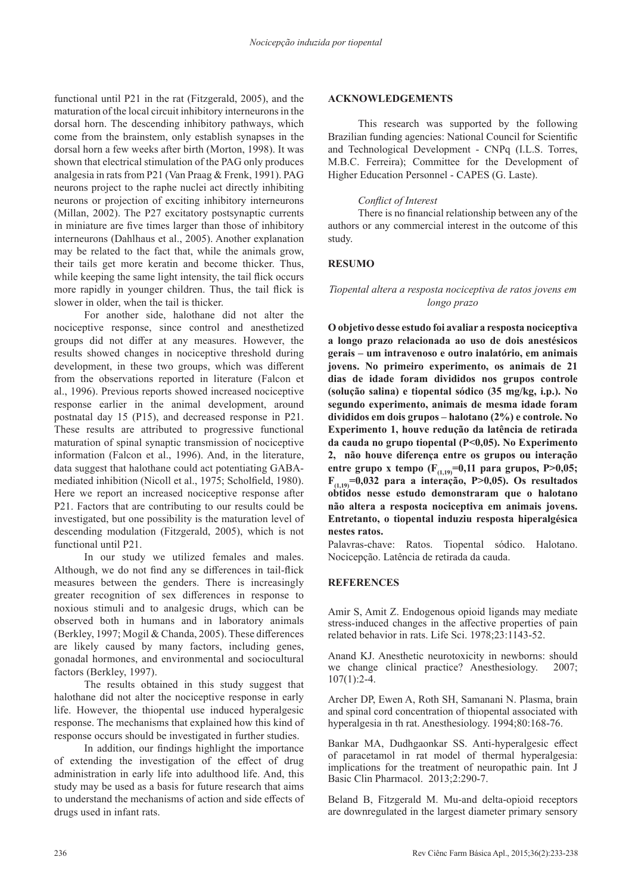functional until P21 in the rat (Fitzgerald, 2005), and the maturation of the local circuit inhibitory interneurons in the dorsal horn. The descending inhibitory pathways, which come from the brainstem, only establish synapses in the dorsal horn a few weeks after birth (Morton, 1998). It was shown that electrical stimulation of the PAG only produces analgesia in rats from P21 (Van Praag & Frenk, 1991). PAG neurons project to the raphe nuclei act directly inhibiting neurons or projection of exciting inhibitory interneurons (Millan, 2002). The P27 excitatory postsynaptic currents in miniature are five times larger than those of inhibitory interneurons (Dahlhaus et al., 2005). Another explanation may be related to the fact that, while the animals grow, their tails get more keratin and become thicker. Thus, while keeping the same light intensity, the tail flick occurs more rapidly in younger children. Thus, the tail flick is slower in older, when the tail is thicker.

For another side, halothane did not alter the nociceptive response, since control and anesthetized groups did not differ at any measures. However, the results showed changes in nociceptive threshold during development, in these two groups, which was different from the observations reported in literature (Falcon et al., 1996). Previous reports showed increased nociceptive response earlier in the animal development, around postnatal day 15 (P15), and decreased response in P21. These results are attributed to progressive functional maturation of spinal synaptic transmission of nociceptive information (Falcon et al., 1996). And, in the literature, data suggest that halothane could act potentiating GABA-mediated inhibition (Nicoll et al., 1975; Scholfield, 1980). Here we report an increased nociceptive response after P21. Factors that are contributing to our results could be investigated, but one possibility is the maturation level of descending modulation (Fitzgerald, 2005), which is not functional until P21.

In our study we utilized females and males. Although, we do not find any se differences in tail-flick measures between the genders. There is increasingly greater recognition of sex differences in response to noxious stimuli and to analgesic drugs, which can be observed both in humans and in laboratory animals (Berkley, 1997; Mogil & Chanda, 2005). These differences are likely caused by many factors, including genes, gonadal hormones, and environmental and sociocultural factors (Berkley, 1997).

The results obtained in this study suggest that halothane did not alter the nociceptive response in early life. However, the thiopental use induced hyperalgesic response. The mechanisms that explained how this kind of response occurs should be investigated in further studies.

In addition, our findings highlight the importance of extending the investigation of the effect of drug administration in early life into adulthood life. And, this study may be used as a basis for future research that aims to understand the mechanisms of action and side effects of drugs used in infant rats.

## ACKNOWLEDGEMENTS

This research was supported by the following Brazilian funding agencies: National Council for Scientific and Technological Development - CNPq (I.L.S. Torres, M.B.C. Ferreira); Committee for the Development of Higher Education Personnel - CAPES (G. Laste).

*Conflict of Interest*

There is no financial relationship between any of the authors or any commercial interest in the outcome of this study.

## RESUMO

*Tiopental altera a resposta nociceptiva de ratos jovens em longo prazo*

**O objetivo desse estudo foi avaliar a resposta nociceptiva a longo prazo relacionada ao uso de dois anestésicos gerais – um intravenoso e outro inalatório, em animais jovens. No primeiro experimento, os animais de 21 dias de idade foram divididos nos grupos controle (solução salina) e tiopental sódico (35 mg/kg, i.p.). No segundo experimento, animais de mesma idade foram divididos em dois grupos – halotano (2%) e controle. No Experimento 1, houve redução da latência de retirada da cauda no grupo tiopental (P<0,05). No Experimento 2, não houve diferença entre os grupos ou interação entre grupo x tempo ($F_{(1,19)}$=0,11 para grupos, P>0,05; $F_{(1,19)}$=0,032 para a interação, P>0,05). Os resultados obtidos nesse estudo demonstraram que o halotano não altera a resposta nociceptiva em animais jovens. Entretanto, o tiopental induziu resposta hiperalgésica nestes ratos.**

Palavras-chave: Ratos. Tiopental sódico. Halotano. Nocicepção. Latência de retirada da cauda.

## REFERENCES

Amir S, Amit Z. Endogenous opioid ligands may mediate stress-induced changes in the affective properties of pain related behavior in rats. Life Sci. 1978;23:1143-52.

Anand KJ. Anesthetic neurotoxicity in newborns: should we change clinical practice? Anesthesiology. 2007; 107(1):2-4.

Archer DP, Ewen A, Roth SH, Samanani N. Plasma, brain and spinal cord concentration of thiopental associated with hyperalgesia in th rat. Anesthesiology. 1994;80:168-76.

Bankar MA, Dudhgaonkar SS. Anti-hyperalgesic effect of paracetamol in rat model of thermal hyperalgesia: implications for the treatment of neuropathic pain. Int J Basic Clin Pharmacol. 2013;2:290-7.

Beland B, Fitzgerald M. Mu-and delta-opioid receptors are downregulated in the largest diameter primary sensory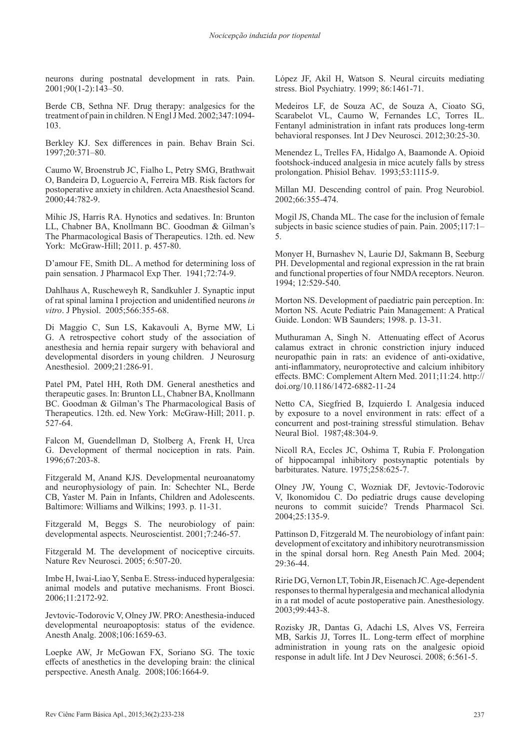neurons during postnatal development in rats. Pain. 2001;90(1-2):143–50.

Berde CB, Sethna NF. Drug therapy: analgesics for the treatment of pain in children. N Engl J Med. 2002;347:1094-103.

Berkley KJ. Sex differences in pain. Behav Brain Sci. 1997;20:371–80.

Caumo W, Broenstrub JC, Fialho L, Petry SMG, Brathwait O, Bandeira D, Loguercio A, Ferreira MB. Risk factors for postoperative anxiety in children. Acta Anaesthesiol Scand. 2000;44:782-9.

Mihic JS, Harris RA. Hynotics and sedatives. In: Brunton LL, Chabner BA, Knollmann BC. Goodman & Gilman's The Pharmacological Basis of Therapeutics. 12th. ed. New York: McGraw-Hill; 2011. p. 457-80.

D'amour FE, Smith DL. A method for determining loss of pain sensation. J Pharmacol Exp Ther. 1941;72:74-9.

Dahlhaus A, Ruscheweyh R, Sandkuhler J. Synaptic input of rat spinal lamina I projection and unidentified neurons *in vitro*. J Physiol. 2005;566:355-68.

Di Maggio C, Sun LS, Kakavouli A, Byrne MW, Li G. A retrospective cohort study of the association of anesthesia and hernia repair surgery with behavioral and developmental disorders in young children. J Neurosurg Anesthesiol. 2009;21:286-91.

Patel PM, Patel HH, Roth DM. General anesthetics and therapeutic gases. In: Brunton LL, Chabner BA, Knollmann BC. Goodman & Gilman's The Pharmacological Basis of Therapeutics. 12th. ed. New York: McGraw-Hill; 2011. p. 527-64.

Falcon M, Guendellman D, Stolberg A, Frenk H, Urca G. Development of thermal nociception in rats. Pain. 1996;67:203-8.

Fitzgerald M, Anand KJS. Developmental neuroanatomy and neurophysiology of pain. In: Schechter NL, Berde CB, Yaster M. Pain in Infants, Children and Adolescents. Baltimore: Williams and Wilkins; 1993. p. 11-31.

Fitzgerald M, Beggs S. The neurobiology of pain: developmental aspects. Neuroscientist. 2001;7:246-57.

Fitzgerald M. The development of nociceptive circuits. Nature Rev Neurosci. 2005; 6:507-20.

Imbe H, Iwai-Liao Y, Senba E. Stress-induced hyperalgesia: animal models and putative mechanisms. Front Biosci. 2006;11:2172-92.

Jevtovic-Todorovic V, Olney JW. PRO: Anesthesia-induced developmental neuroapoptosis: status of the evidence. Anesth Analg. 2008;106:1659-63.

Loepke AW, Jr McGowan FX, Soriano SG. The toxic effects of anesthetics in the developing brain: the clinical perspective. Anesth Analg. 2008;106:1664-9.

López JF, Akil H, Watson S. Neural circuits mediating stress. Biol Psychiatry. 1999; 86:1461-71.

Medeiros LF, de Souza AC, de Souza A, Cioato SG, Scarabelot VL, Caumo W, Fernandes LC, Torres IL. Fentanyl administration in infant rats produces long-term behavioral responses. Int J Dev Neurosci. 2012;30:25-30.

Menendez L, Trelles FA, Hidalgo A, Baamonde A. Opioid footshock-induced analgesia in mice acutely falls by stress prolongation. Phisiol Behav. 1993;53:1115-9.

Millan MJ. Descending control of pain. Prog Neurobiol. 2002;66:355-474.

Mogil JS, Chanda ML. The case for the inclusion of female subjects in basic science studies of pain. Pain. 2005;117:1–5.

Monyer H, Burnashev N, Laurie DJ, Sakmann B, Seeburg PH. Developmental and regional expression in the rat brain and functional properties of four NMDA receptors. Neuron. 1994; 12:529-540.

Morton NS. Development of paediatric pain perception. In: Morton NS. Acute Pediatric Pain Management: A Pratical Guide. London: WB Saunders; 1998. p. 13-31.

Muthuraman A, Singh N. Attenuating effect of Acorus calamus extract in chronic constriction injury induced neuropathic pain in rats: an evidence of anti-oxidative, anti-inflammatory, neuroprotective and calcium inhibitory effects. BMC: Complement Altern Med. 2011;11:24. http://doi.org/10.1186/1472-6882-11-24

Netto CA, Siegfried B, Izquierdo I. Analgesia induced by exposure to a novel environment in rats: effect of a concurrent and post-training stressful stimulation. Behav Neural Biol. 1987;48:304-9.

Nicoll RA, Eccles JC, Oshima T, Rubia F. Prolongation of hippocampal inhibitory postsynaptic potentials by barbiturates. Nature. 1975;258:625-7.

Olney JW, Young C, Wozniak DF, Jevtovic-Todorovic V, Ikonomidou C. Do pediatric drugs cause developing neurons to commit suicide? Trends Pharmacol Sci. 2004;25:135-9.

Pattinson D, Fitzgerald M. The neurobiology of infant pain: development of excitatory and inhibitory neurotransmission in the spinal dorsal horn. Reg Anesth Pain Med. 2004; 29:36-44.

Ririe DG, Vernon LT, Tobin JR, Eisenach JC. Age-dependent responses to thermal hyperalgesia and mechanical allodynia in a rat model of acute postoperative pain. Anesthesiology. 2003;99:443-8.

Rozisky JR, Dantas G, Adachi LS, Alves VS, Ferreira MB, Sarkis JJ, Torres IL. Long-term effect of morphine administration in young rats on the analgesic opioid response in adult life. Int J Dev Neurosci. 2008; 6:561-5.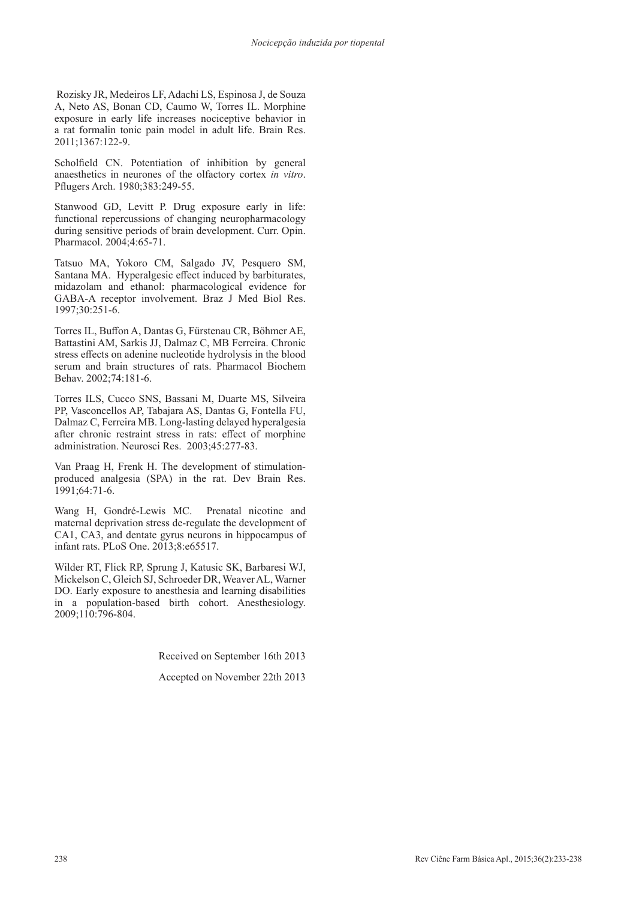Rozisky JR, Medeiros LF, Adachi LS, Espinosa J, de Souza A, Neto AS, Bonan CD, Caumo W, Torres IL. Morphine exposure in early life increases nociceptive behavior in a rat formalin tonic pain model in adult life. Brain Res. 2011;1367:122-9.

Scholfield CN. Potentiation of inhibition by general anaesthetics in neurones of the olfactory cortex *in vitro*. Pflugers Arch. 1980;383:249-55.

Stanwood GD, Levitt P. Drug exposure early in life: functional repercussions of changing neuropharmacology during sensitive periods of brain development. Curr. Opin. Pharmacol. 2004;4:65-71.

Tatsuo MA, Yokoro CM, Salgado JV, Pesquero SM, Santana MA. Hyperalgesic effect induced by barbiturates, midazolam and ethanol: pharmacological evidence for GABA-A receptor involvement. Braz J Med Biol Res. 1997;30:251-6.

Torres IL, Buffon A, Dantas G, Fürstenau CR, Böhmer AE, Battastini AM, Sarkis JJ, Dalmaz C, MB Ferreira. Chronic stress effects on adenine nucleotide hydrolysis in the blood serum and brain structures of rats. Pharmacol Biochem Behav. 2002;74:181-6.

Torres ILS, Cucco SNS, Bassani M, Duarte MS, Silveira PP, Vasconcellos AP, Tabajara AS, Dantas G, Fontella FU, Dalmaz C, Ferreira MB. Long-lasting delayed hyperalgesia after chronic restraint stress in rats: effect of morphine administration. Neurosci Res. 2003;45:277-83.

Van Praag H, Frenk H. The development of stimulation-produced analgesia (SPA) in the rat. Dev Brain Res. 1991;64:71-6.

Wang H, Gondré-Lewis MC. Prenatal nicotine and maternal deprivation stress de-regulate the development of CA1, CA3, and dentate gyrus neurons in hippocampus of infant rats. PLoS One. 2013;8:e65517.

Wilder RT, Flick RP, Sprung J, Katusic SK, Barbaresi WJ, Mickelson C, Gleich SJ, Schroeder DR, Weaver AL, Warner DO. Early exposure to anesthesia and learning disabilities in a population-based birth cohort. Anesthesiology. 2009;110:796-804.

Received on September 16th 2013

Accepted on November 22th 2013